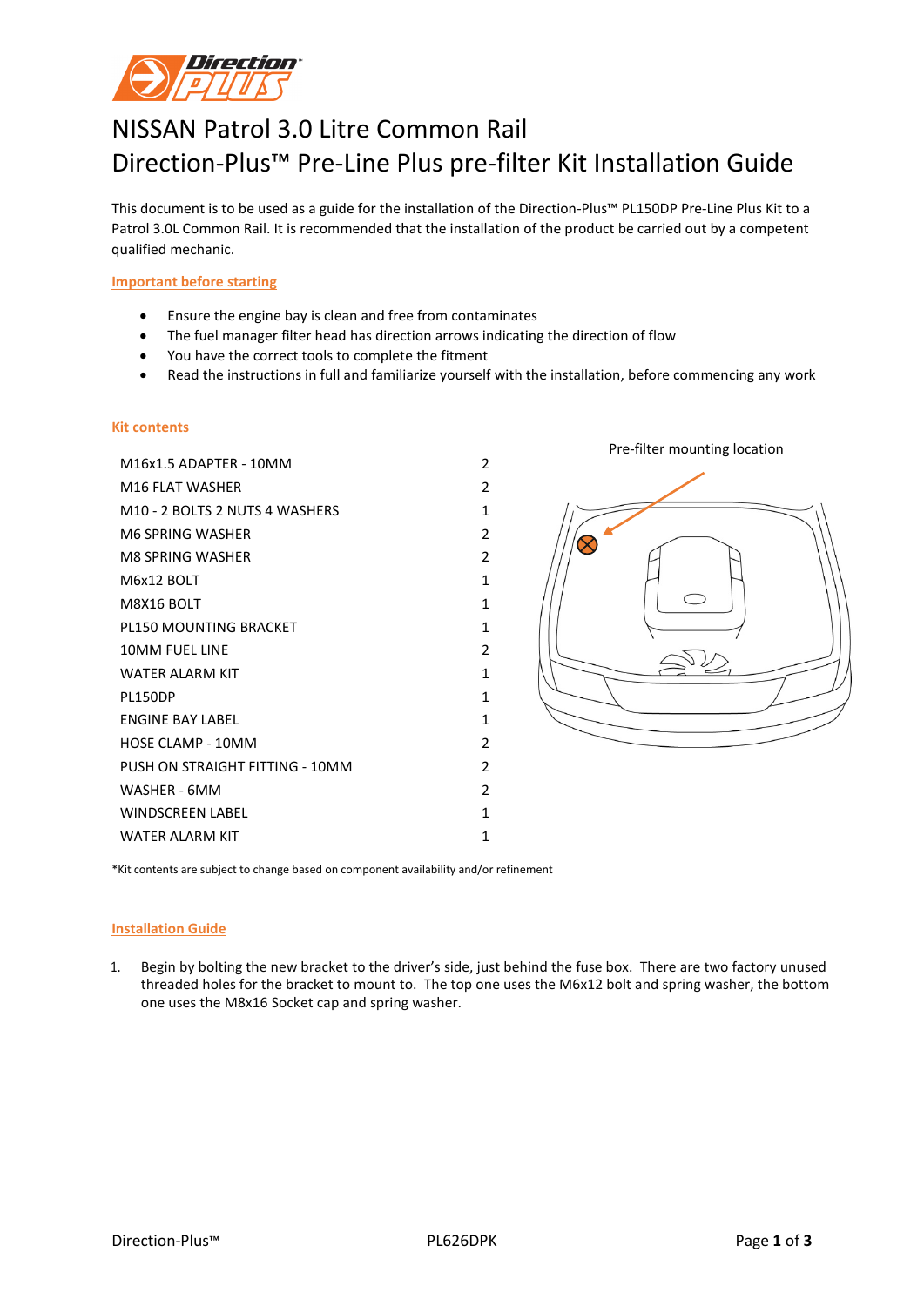# NISSAN Patrol 3.0 Litre Common Rail
# Direction-Plus™ Pre-Line Plus pre-filter Kit Installation Guide

This document is to be used as a guide for the installation of the Direction-Plus™ PL150DP Pre-Line Plus Kit to a Patrol 3.0L Common Rail. It is recommended that the installation of the product be carried out by a competent qualified mechanic.

## Important before starting

- Ensure the engine bay is clean and free from contaminates
- The fuel manager filter head has direction arrows indicating the direction of flow
- You have the correct tools to complete the fitment
- Read the instructions in full and familiarize yourself with the installation, before commencing any work

## Kit contents

| Item | Qty |
|---|---|
| M16x1.5 ADAPTER - 10MM | 2 |
| M16 FLAT WASHER | 2 |
| M10 - 2 BOLTS 2 NUTS 4 WASHERS | 1 |
| M6 SPRING WASHER | 2 |
| M8 SPRING WASHER | 2 |
| M6x12 BOLT | 1 |
| M8X16 BOLT | 1 |
| PL150 MOUNTING BRACKET | 1 |
| 10MM FUEL LINE | 2 |
| WATER ALARM KIT | 1 |
| PL150DP | 1 |
| ENGINE BAY LABEL | 1 |
| HOSE CLAMP - 10MM | 2 |
| PUSH ON STRAIGHT FITTING - 10MM | 2 |
| WASHER - 6MM | 2 |
| WINDSCREEN LABEL | 1 |
| WATER ALARM KIT | 1 |

Pre-filter mounting location

*Kit contents are subject to change based on component availability and/or refinement

## Installation Guide

1. Begin by bolting the new bracket to the driver's side, just behind the fuse box. There are two factory unused threaded holes for the bracket to mount to. The top one uses the M6x12 bolt and spring washer, the bottom one uses the M8x16 Socket cap and spring washer.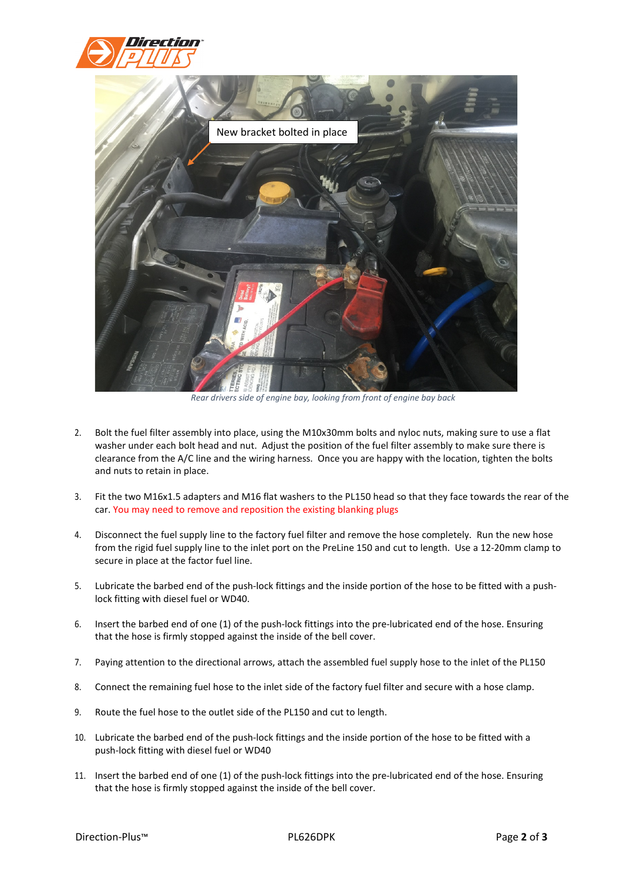New bracket bolted in place

*Rear drivers side of engine bay, looking from front of engine bay back*

2. Bolt the fuel filter assembly into place, using the M10x30mm bolts and nyloc nuts, making sure to use a flat washer under each bolt head and nut. Adjust the position of the fuel filter assembly to make sure there is clearance from the A/C line and the wiring harness. Once you are happy with the location, tighten the bolts and nuts to retain in place.

3. Fit the two M16x1.5 adapters and M16 flat washers to the PL150 head so that they face towards the rear of the car. You may need to remove and reposition the existing blanking plugs

4. Disconnect the fuel supply line to the factory fuel filter and remove the hose completely. Run the new hose from the rigid fuel supply line to the inlet port on the PreLine 150 and cut to length. Use a 12-20mm clamp to secure in place at the factor fuel line.

5. Lubricate the barbed end of the push-lock fittings and the inside portion of the hose to be fitted with a push-lock fitting with diesel fuel or WD40.

6. Insert the barbed end of one (1) of the push-lock fittings into the pre-lubricated end of the hose. Ensuring that the hose is firmly stopped against the inside of the bell cover.

7. Paying attention to the directional arrows, attach the assembled fuel supply hose to the inlet of the PL150

8. Connect the remaining fuel hose to the inlet side of the factory fuel filter and secure with a hose clamp.

9. Route the fuel hose to the outlet side of the PL150 and cut to length.

10. Lubricate the barbed end of the push-lock fittings and the inside portion of the hose to be fitted with a push-lock fitting with diesel fuel or WD40

11. Insert the barbed end of one (1) of the push-lock fittings into the pre-lubricated end of the hose. Ensuring that the hose is firmly stopped against the inside of the bell cover.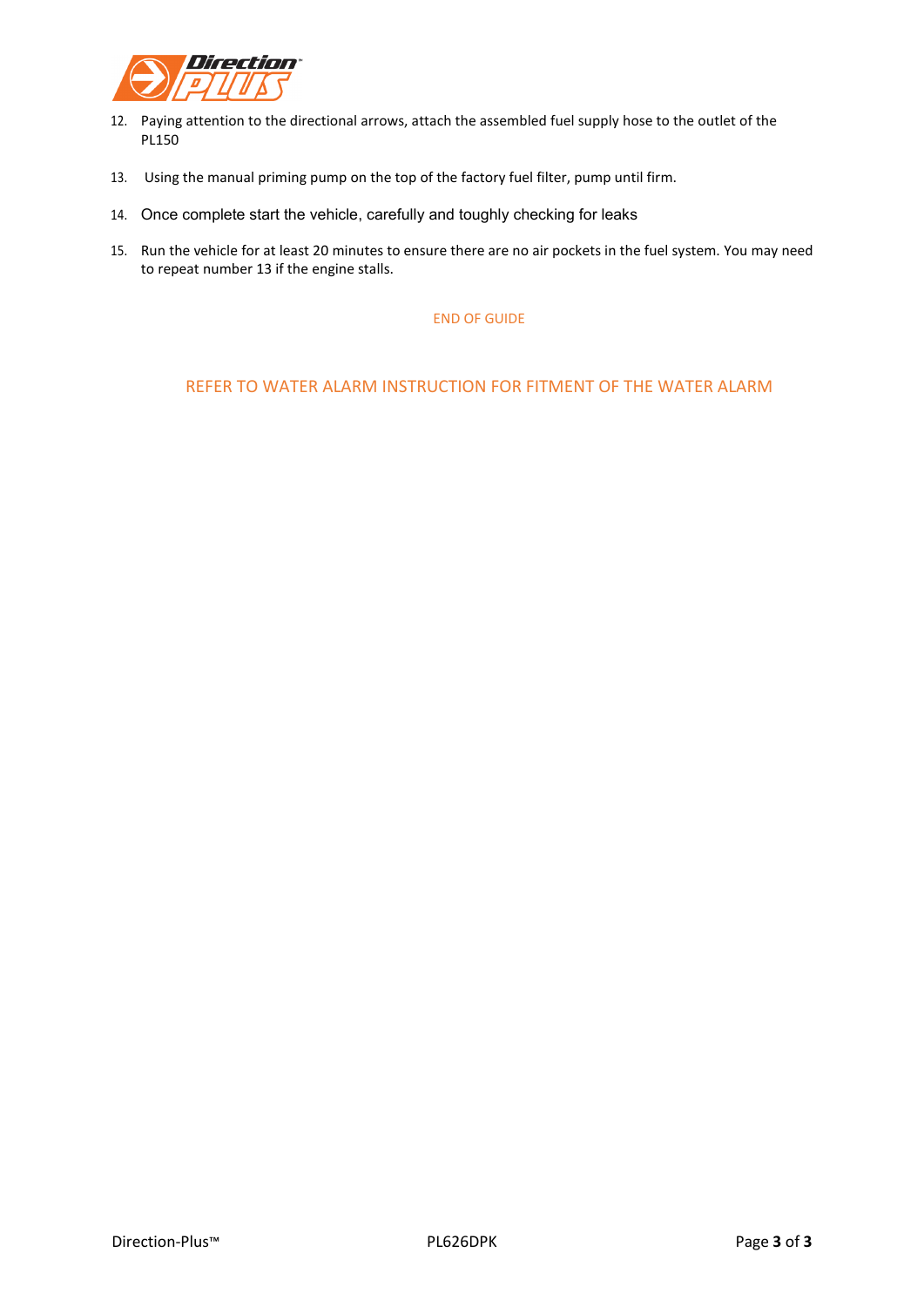12. Paying attention to the directional arrows, attach the assembled fuel supply hose to the outlet of the PL150

13. Using the manual priming pump on the top of the factory fuel filter, pump until firm.

14. Once complete start the vehicle, carefully and toughly checking for leaks

15. Run the vehicle for at least 20 minutes to ensure there are no air pockets in the fuel system. You may need to repeat number 13 if the engine stalls.

END OF GUIDE

REFER TO WATER ALARM INSTRUCTION FOR FITMENT OF THE WATER ALARM